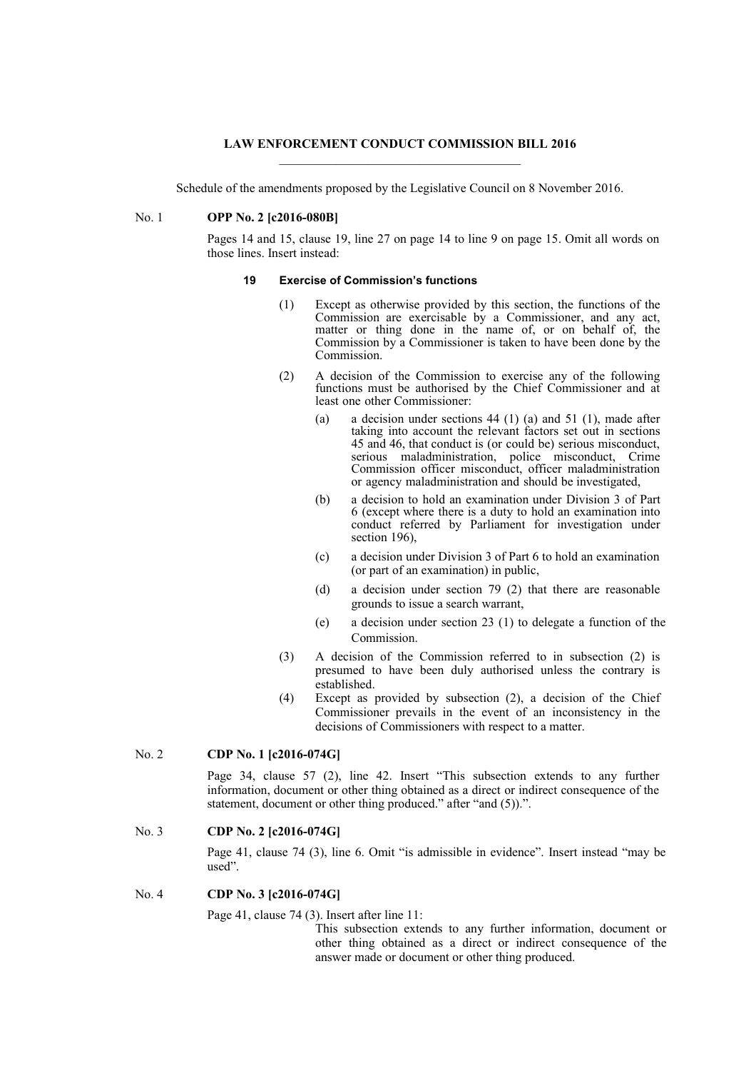# LAW ENFORCEMENT CONDUCT COMMISSION BILL 2016

Schedule of the amendments proposed by the Legislative Council on 8 November 2016.

No. 1 **OPP No. 2 [c2016-080B]**

Pages 14 and 15, clause 19, line 27 on page 14 to line 9 on page 15. Omit all words on those lines. Insert instead:

**19 Exercise of Commission's functions**

(1) Except as otherwise provided by this section, the functions of the Commission are exercisable by a Commissioner, and any act, matter or thing done in the name of, or on behalf of, the Commission by a Commissioner is taken to have been done by the Commission.

(2) A decision of the Commission to exercise any of the following functions must be authorised by the Chief Commissioner and at least one other Commissioner:

(a) a decision under sections 44 (1) (a) and 51 (1), made after taking into account the relevant factors set out in sections 45 and 46, that conduct is (or could be) serious misconduct, serious maladministration, police misconduct, Crime Commission officer misconduct, officer maladministration or agency maladministration and should be investigated,

(b) a decision to hold an examination under Division 3 of Part 6 (except where there is a duty to hold an examination into conduct referred by Parliament for investigation under section 196),

(c) a decision under Division 3 of Part 6 to hold an examination (or part of an examination) in public,

(d) a decision under section 79 (2) that there are reasonable grounds to issue a search warrant,

(e) a decision under section 23 (1) to delegate a function of the Commission.

(3) A decision of the Commission referred to in subsection (2) is presumed to have been duly authorised unless the contrary is established.

(4) Except as provided by subsection (2), a decision of the Chief Commissioner prevails in the event of an inconsistency in the decisions of Commissioners with respect to a matter.

No. 2 **CDP No. 1 [c2016-074G]**

Page 34, clause 57 (2), line 42. Insert "This subsection extends to any further information, document or other thing obtained as a direct or indirect consequence of the statement, document or other thing produced." after "and (5)).".

No. 3 **CDP No. 2 [c2016-074G]**

Page 41, clause 74 (3), line 6. Omit "is admissible in evidence". Insert instead "may be used".

No. 4 **CDP No. 3 [c2016-074G]**

Page 41, clause 74 (3). Insert after line 11:

This subsection extends to any further information, document or other thing obtained as a direct or indirect consequence of the answer made or document or other thing produced.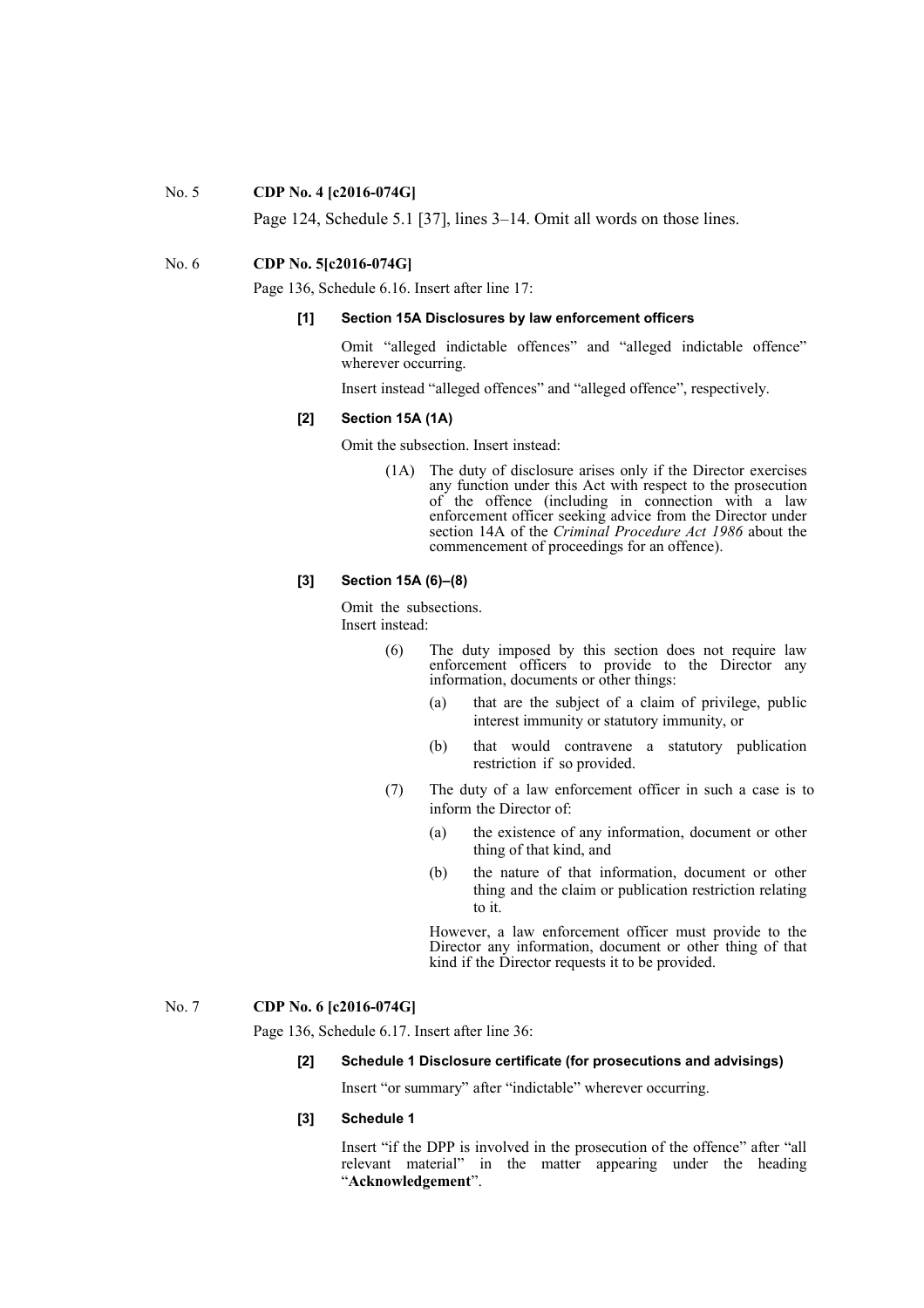No. 5 **CDP No. 4 [c2016-074G]**

Page 124, Schedule 5.1 [37], lines 3–14. Omit all words on those lines.

No. 6 **CDP No. 5[c2016-074G]**

Page 136, Schedule 6.16. Insert after line 17:

**[1] Section 15A Disclosures by law enforcement officers**

Omit "alleged indictable offences" and "alleged indictable offence" wherever occurring.

Insert instead "alleged offences" and "alleged offence", respectively.

**[2] Section 15A (1A)**

Omit the subsection. Insert instead:

(1A) The duty of disclosure arises only if the Director exercises any function under this Act with respect to the prosecution of the offence (including in connection with a law enforcement officer seeking advice from the Director under section 14A of the *Criminal Procedure Act 1986* about the commencement of proceedings for an offence).

**[3] Section 15A (6)–(8)**

Omit the subsections.
Insert instead:

(6) The duty imposed by this section does not require law enforcement officers to provide to the Director any information, documents or other things:

(a) that are the subject of a claim of privilege, public interest immunity or statutory immunity, or

(b) that would contravene a statutory publication restriction if so provided.

(7) The duty of a law enforcement officer in such a case is to inform the Director of:

(a) the existence of any information, document or other thing of that kind, and

(b) the nature of that information, document or other thing and the claim or publication restriction relating to it.

However, a law enforcement officer must provide to the Director any information, document or other thing of that kind if the Director requests it to be provided.

No. 7 **CDP No. 6 [c2016-074G]**

Page 136, Schedule 6.17. Insert after line 36:

**[2] Schedule 1 Disclosure certificate (for prosecutions and advisings)**

Insert "or summary" after "indictable" wherever occurring.

**[3] Schedule 1**

Insert "if the DPP is involved in the prosecution of the offence" after "all relevant material" in the matter appearing under the heading "**Acknowledgement**".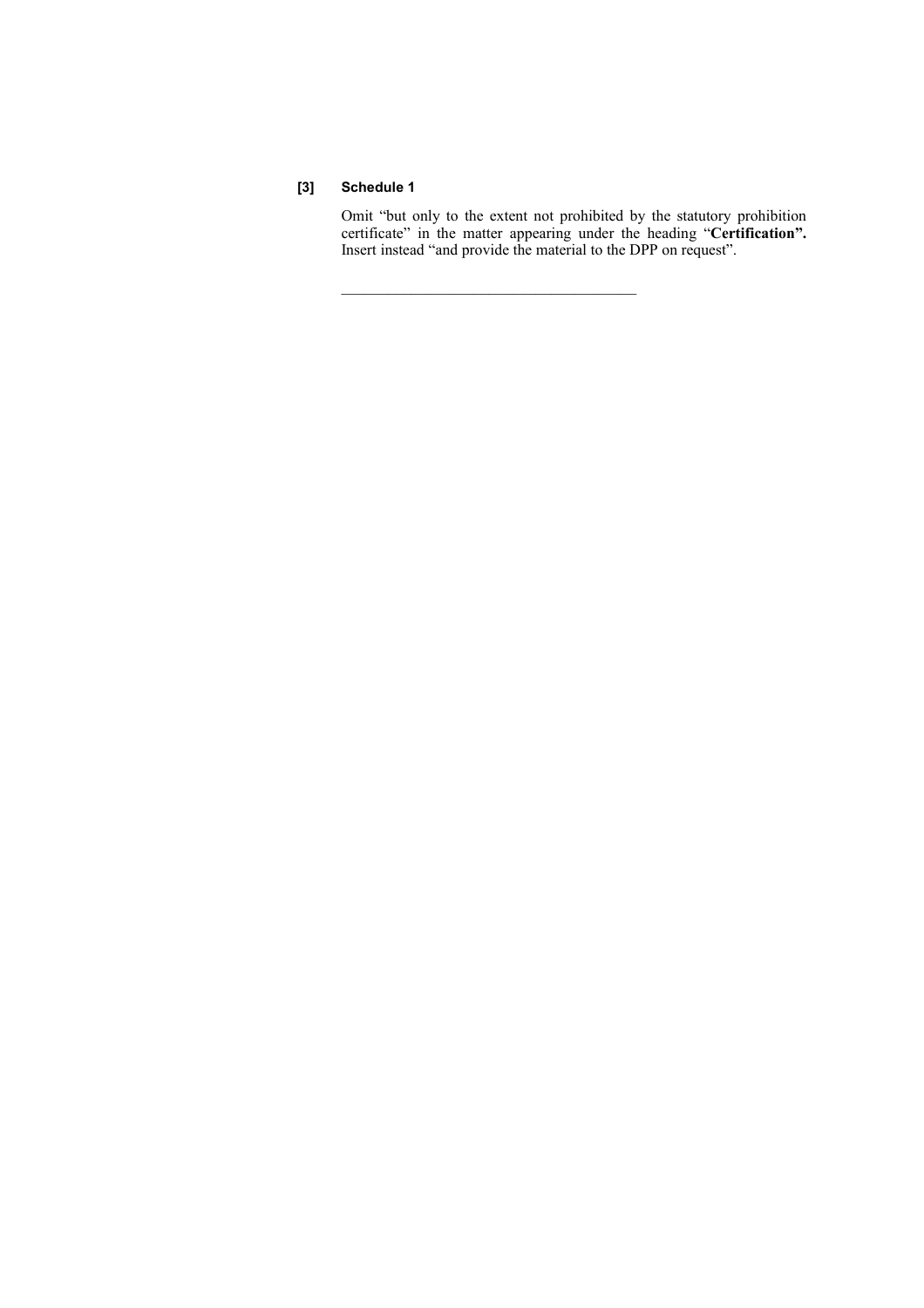**[3] Schedule 1**

Omit "but only to the extent not prohibited by the statutory prohibition certificate" in the matter appearing under the heading "**Certification".** Insert instead "and provide the material to the DPP on request".

---